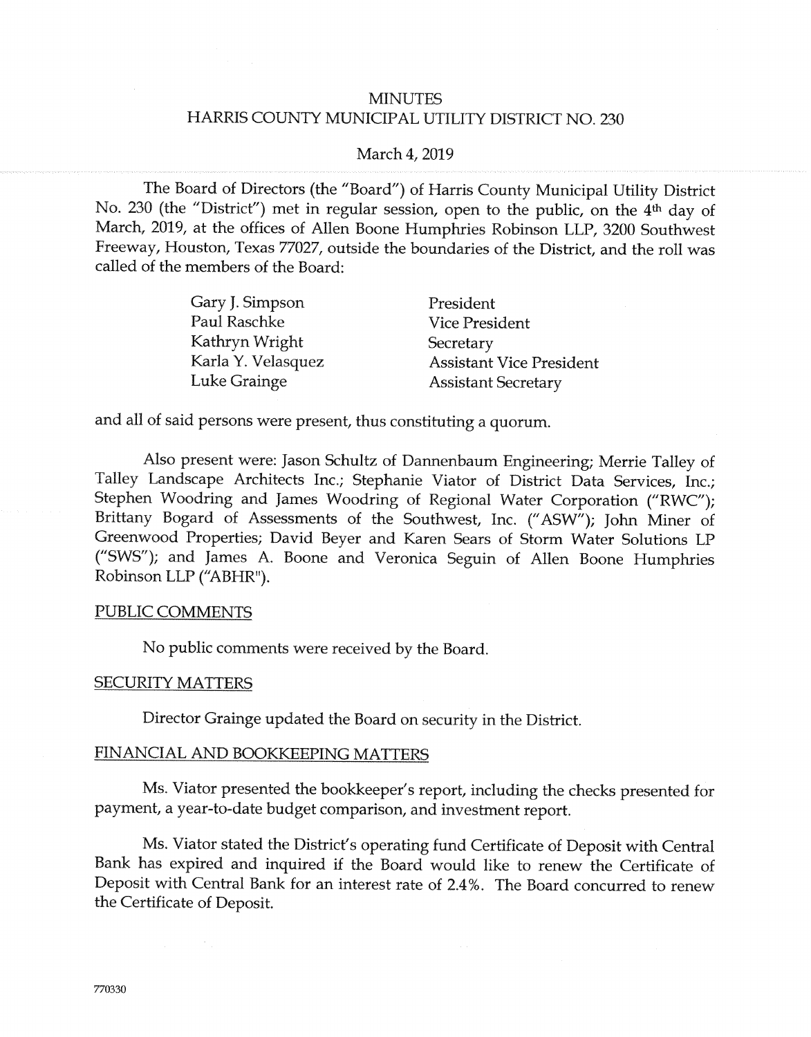# MINUTES
## HARRIS COUNTY MUNICIPAL UTILITY DISTRICT NO. 230

March 4, 2019

The Board of Directors (the "Board") of Harris County Municipal Utility District No. 230 (the "District") met in regular session, open to the public, on the 4th day of March, 2019, at the offices of Allen Boone Humphries Robinson LLP, 3200 Southwest Freeway, Houston, Texas 77027, outside the boundaries of the District, and the roll was called of the members of the Board:

| | |
|---|---|
| Gary J. Simpson | President |
| Paul Raschke | Vice President |
| Kathryn Wright | Secretary |
| Karla Y. Velasquez | Assistant Vice President |
| Luke Grainge | Assistant Secretary |

and all of said persons were present, thus constituting a quorum.

Also present were: Jason Schultz of Dannenbaum Engineering; Merrie Talley of Talley Landscape Architects Inc.; Stephanie Viator of District Data Services, Inc.; Stephen Woodring and James Woodring of Regional Water Corporation ("RWC"); Brittany Bogard of Assessments of the Southwest, Inc. ("ASW"); John Miner of Greenwood Properties; David Beyer and Karen Sears of Storm Water Solutions LP ("SWS"); and James A. Boone and Veronica Seguin of Allen Boone Humphries Robinson LLP ("ABHR").

PUBLIC COMMENTS

No public comments were received by the Board.

SECURITY MATTERS

Director Grainge updated the Board on security in the District.

FINANCIAL AND BOOKKEEPING MATTERS

Ms. Viator presented the bookkeeper's report, including the checks presented for payment, a year-to-date budget comparison, and investment report.

Ms. Viator stated the District's operating fund Certificate of Deposit with Central Bank has expired and inquired if the Board would like to renew the Certificate of Deposit with Central Bank for an interest rate of 2.4%. The Board concurred to renew the Certificate of Deposit.

770330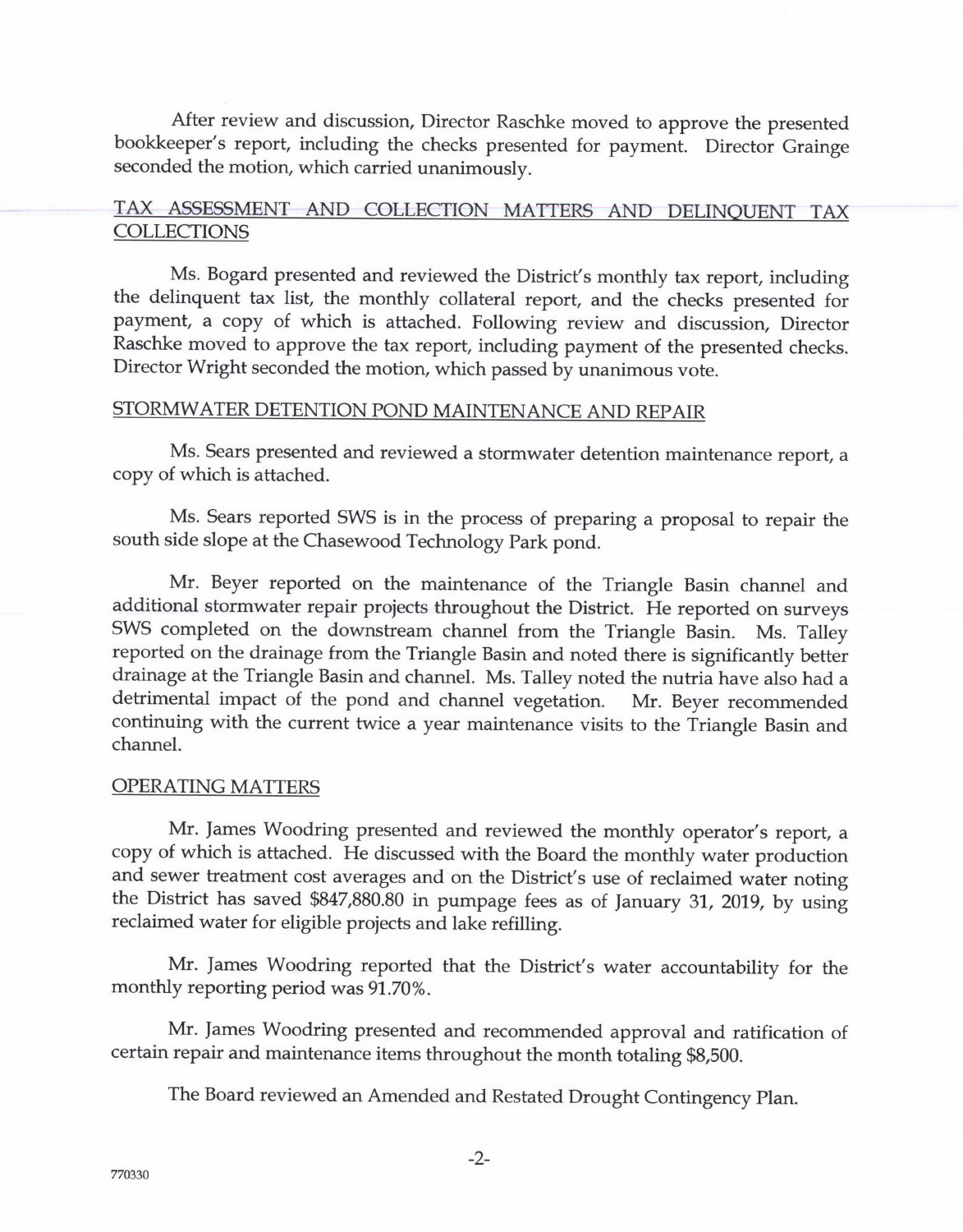After review and discussion, Director Raschke moved to approve the presented bookkeeper's report, including the checks presented for payment. Director Grainge seconded the motion, which carried unanimously.

## TAX ASSESSMENT AND COLLECTION MATTERS AND DELINQUENT TAX COLLECTIONS

Ms. Bogard presented and reviewed the District's monthly tax report, including the delinquent tax list, the monthly collateral report, and the checks presented for payment, a copy of which is attached. Following review and discussion, Director Raschke moved to approve the tax report, including payment of the presented checks. Director Wright seconded the motion, which passed by unanimous vote.

## STORMWATER DETENTION POND MAINTENANCE AND REPAIR

Ms. Sears presented and reviewed a stormwater detention maintenance report, a copy of which is attached.

Ms. Sears reported SWS is in the process of preparing a proposal to repair the south side slope at the Chasewood Technology Park pond.

Mr. Beyer reported on the maintenance of the Triangle Basin channel and additional stormwater repair projects throughout the District. He reported on surveys SWS completed on the downstream channel from the Triangle Basin. Ms. Talley reported on the drainage from the Triangle Basin and noted there is significantly better drainage at the Triangle Basin and channel. Ms. Talley noted the nutria have also had a detrimental impact of the pond and channel vegetation. Mr. Beyer recommended continuing with the current twice a year maintenance visits to the Triangle Basin and channel.

## OPERATING MATTERS

Mr. James Woodring presented and reviewed the monthly operator's report, a copy of which is attached. He discussed with the Board the monthly water production and sewer treatment cost averages and on the District's use of reclaimed water noting the District has saved $847,880.80 in pumpage fees as of January 31, 2019, by using reclaimed water for eligible projects and lake refilling.

Mr. James Woodring reported that the District's water accountability for the monthly reporting period was 91.70%.

Mr. James Woodring presented and recommended approval and ratification of certain repair and maintenance items throughout the month totaling $8,500.

The Board reviewed an Amended and Restated Drought Contingency Plan.

770330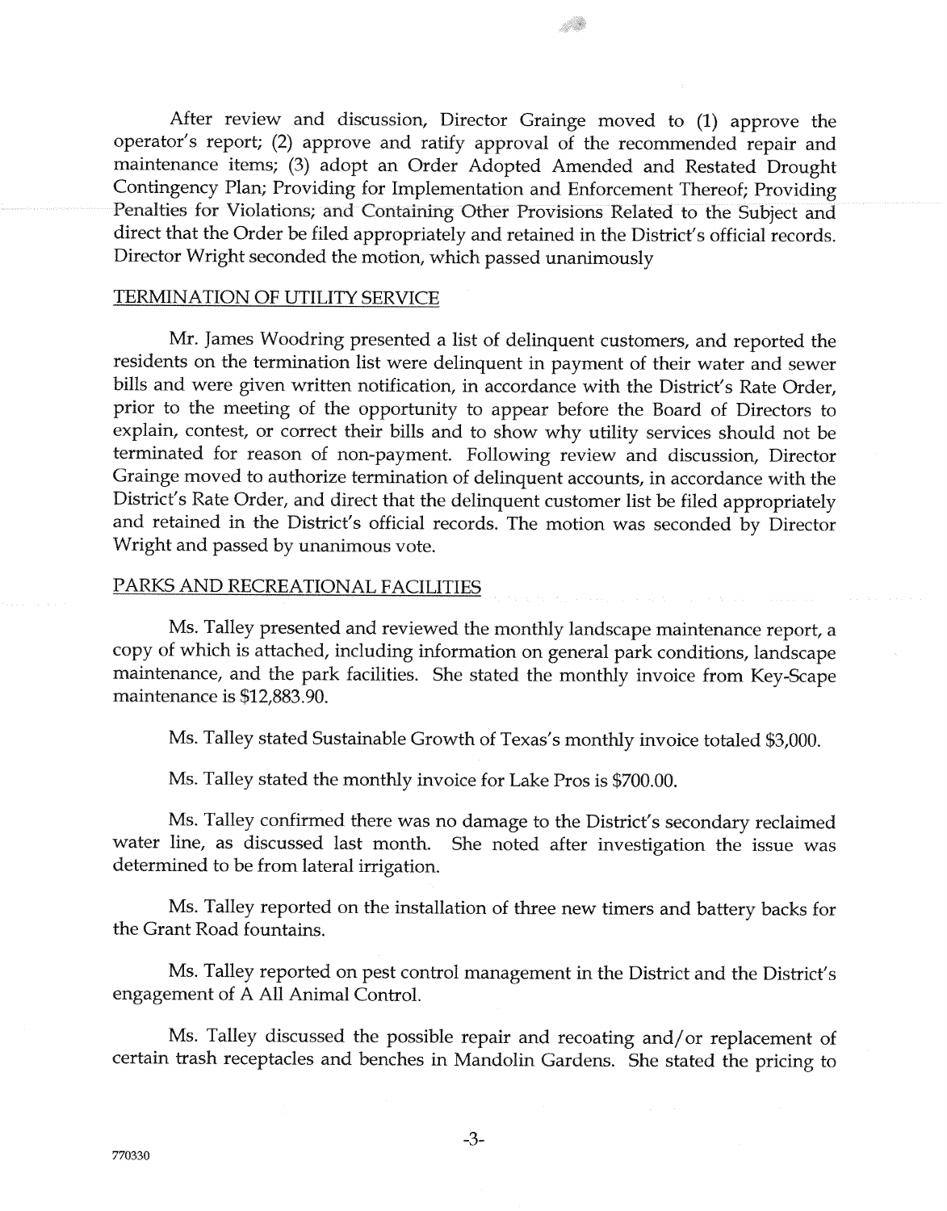After review and discussion, Director Grainge moved to (1) approve the operator's report; (2) approve and ratify approval of the recommended repair and maintenance items; (3) adopt an Order Adopted Amended and Restated Drought Contingency Plan; Providing for Implementation and Enforcement Thereof; Providing Penalties for Violations; and Containing Other Provisions Related to the Subject and direct that the Order be filed appropriately and retained in the District's official records. Director Wright seconded the motion, which passed unanimously

## TERMINATION OF UTILITY SERVICE

Mr. James Woodring presented a list of delinquent customers, and reported the residents on the termination list were delinquent in payment of their water and sewer bills and were given written notification, in accordance with the District's Rate Order, prior to the meeting of the opportunity to appear before the Board of Directors to explain, contest, or correct their bills and to show why utility services should not be terminated for reason of non-payment. Following review and discussion, Director Grainge moved to authorize termination of delinquent accounts, in accordance with the District's Rate Order, and direct that the delinquent customer list be filed appropriately and retained in the District's official records. The motion was seconded by Director Wright and passed by unanimous vote.

## PARKS AND RECREATIONAL FACILITIES

Ms. Talley presented and reviewed the monthly landscape maintenance report, a copy of which is attached, including information on general park conditions, landscape maintenance, and the park facilities. She stated the monthly invoice from Key-Scape maintenance is $12,883.90.

Ms. Talley stated Sustainable Growth of Texas's monthly invoice totaled $3,000.

Ms. Talley stated the monthly invoice for Lake Pros is $700.00.

Ms. Talley confirmed there was no damage to the District's secondary reclaimed water line, as discussed last month. She noted after investigation the issue was determined to be from lateral irrigation.

Ms. Talley reported on the installation of three new timers and battery backs for the Grant Road fountains.

Ms. Talley reported on pest control management in the District and the District's engagement of A All Animal Control.

Ms. Talley discussed the possible repair and recoating and/or replacement of certain trash receptacles and benches in Mandolin Gardens. She stated the pricing to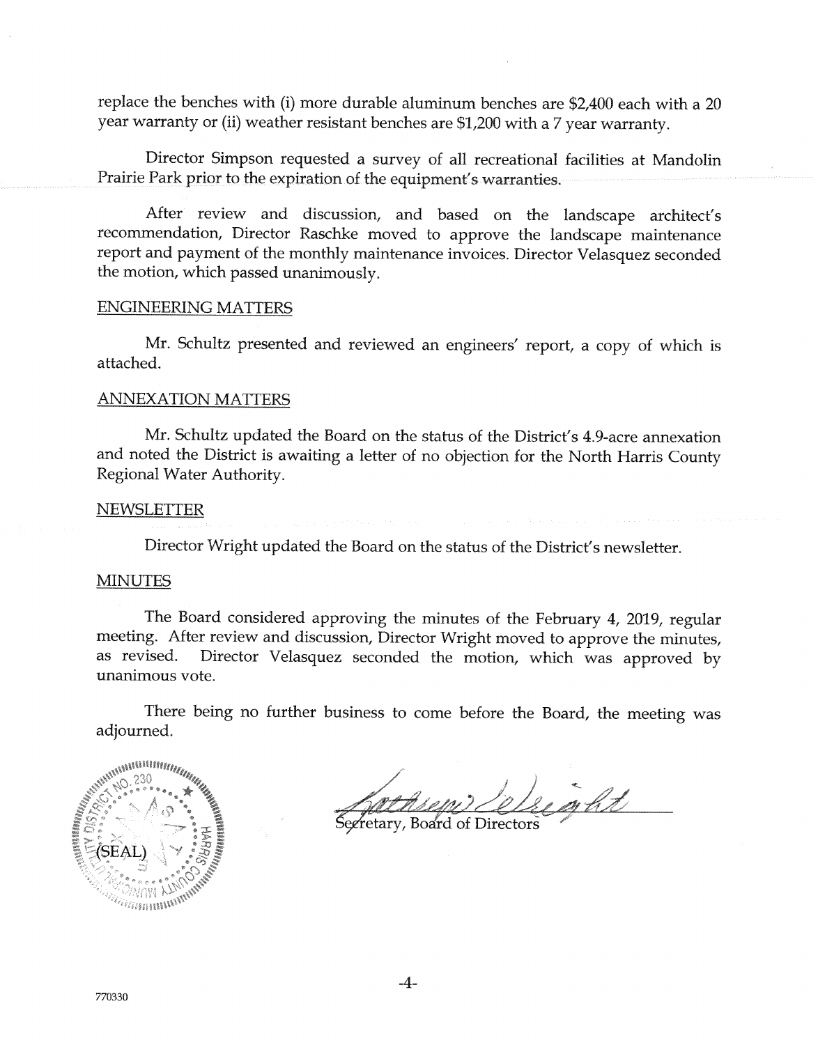replace the benches with (i) more durable aluminum benches are $2,400 each with a 20 year warranty or (ii) weather resistant benches are $1,200 with a 7 year warranty.

Director Simpson requested a survey of all recreational facilities at Mandolin Prairie Park prior to the expiration of the equipment's warranties.

After review and discussion, and based on the landscape architect's recommendation, Director Raschke moved to approve the landscape maintenance report and payment of the monthly maintenance invoices. Director Velasquez seconded the motion, which passed unanimously.

ENGINEERING MATTERS

Mr. Schultz presented and reviewed an engineers' report, a copy of which is attached.

ANNEXATION MATTERS

Mr. Schultz updated the Board on the status of the District's 4.9-acre annexation and noted the District is awaiting a letter of no objection for the North Harris County Regional Water Authority.

NEWSLETTER

Director Wright updated the Board on the status of the District's newsletter.

MINUTES

The Board considered approving the minutes of the February 4, 2019, regular meeting. After review and discussion, Director Wright moved to approve the minutes, as revised. Director Velasquez seconded the motion, which was approved by unanimous vote.

There being no further business to come before the Board, the meeting was adjourned.

(SEAL)

Secretary, Board of Directors

770330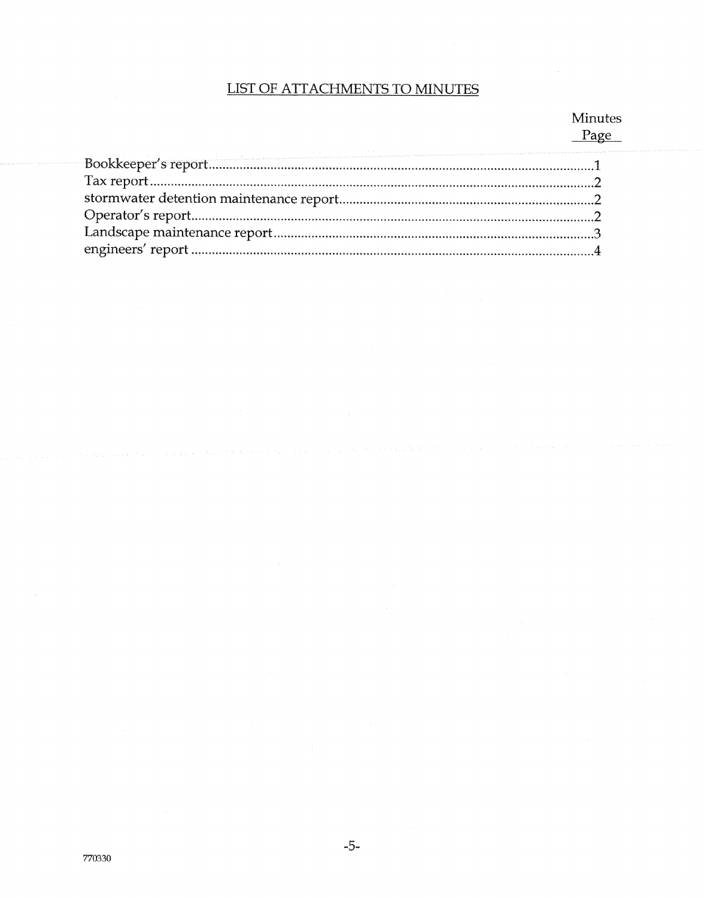## LIST OF ATTACHMENTS TO MINUTES

| | Minutes Page |
|---|---|
| Bookkeeper's report | 1 |
| Tax report | 2 |
| stormwater detention maintenance report | 2 |
| Operator's report | 2 |
| Landscape maintenance report | 3 |
| engineers' report | 4 |

770330